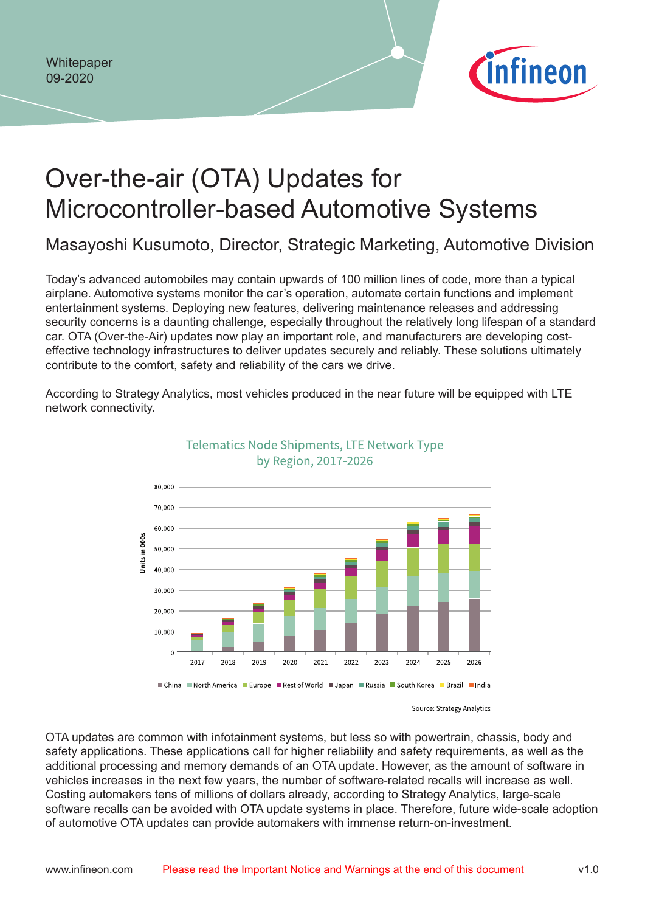Whitepaper
09-2020

# Over-the-air (OTA) Updates for Microcontroller-based Automotive Systems

## Masayoshi Kusumoto, Director, Strategic Marketing, Automotive Division

Today's advanced automobiles may contain upwards of 100 million lines of code, more than a typical airplane. Automotive systems monitor the car's operation, automate certain functions and implement entertainment systems. Deploying new features, delivering maintenance releases and addressing security concerns is a daunting challenge, especially throughout the relatively long lifespan of a standard car. OTA (Over-the-Air) updates now play an important role, and manufacturers are developing cost-effective technology infrastructures to deliver updates securely and reliably. These solutions ultimately contribute to the comfort, safety and reliability of the cars we drive.

According to Strategy Analytics, most vehicles produced in the near future will be equipped with LTE network connectivity.

Telematics Node Shipments, LTE Network Type by Region, 2017-2026

Units in 000s

China, North America, Europe, Rest of World, Japan, Russia, South Korea, Brazil, India

Source: Strategy Analytics

OTA updates are common with infotainment systems, but less so with powertrain, chassis, body and safety applications. These applications call for higher reliability and safety requirements, as well as the additional processing and memory demands of an OTA update. However, as the amount of software in vehicles increases in the next few years, the number of software-related recalls will increase as well. Costing automakers tens of millions of dollars already, according to Strategy Analytics, large-scale software recalls can be avoided with OTA update systems in place. Therefore, future wide-scale adoption of automotive OTA updates can provide automakers with immense return-on-investment.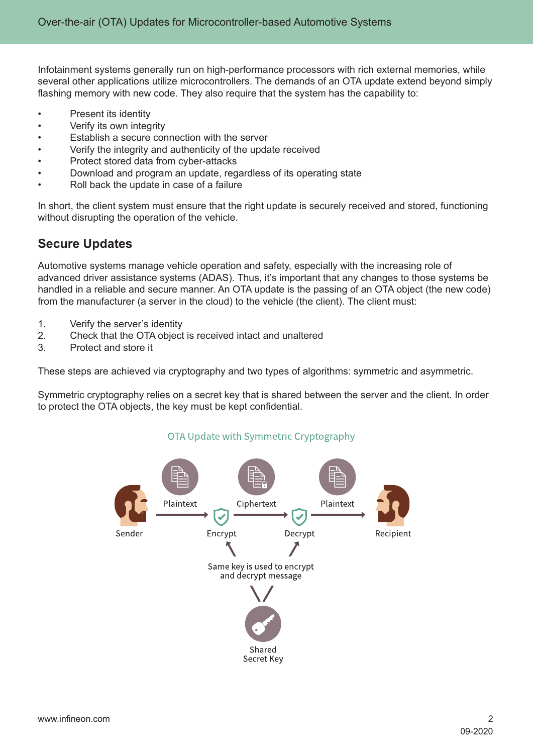Infotainment systems generally run on high-performance processors with rich external memories, while several other applications utilize microcontrollers. The demands of an OTA update extend beyond simply flashing memory with new code. They also require that the system has the capability to:

- Present its identity
- Verify its own integrity
- Establish a secure connection with the server
- Verify the integrity and authenticity of the update received
- Protect stored data from cyber-attacks
- Download and program an update, regardless of its operating state
- Roll back the update in case of a failure

In short, the client system must ensure that the right update is securely received and stored, functioning without disrupting the operation of the vehicle.

## Secure Updates

Automotive systems manage vehicle operation and safety, especially with the increasing role of advanced driver assistance systems (ADAS). Thus, it's important that any changes to those systems be handled in a reliable and secure manner. An OTA update is the passing of an OTA object (the new code) from the manufacturer (a server in the cloud) to the vehicle (the client). The client must:

1. Verify the server's identity
2. Check that the OTA object is received intact and unaltered
3. Protect and store it

These steps are achieved via cryptography and two types of algorithms: symmetric and asymmetric.

Symmetric cryptography relies on a secret key that is shared between the server and the client. In order to protect the OTA objects, the key must be kept confidential.

OTA Update with Symmetric Cryptography

Sender → Plaintext → Encrypt → Ciphertext → Decrypt → Plaintext → Recipient

Same key is used to encrypt and decrypt message

Shared Secret Key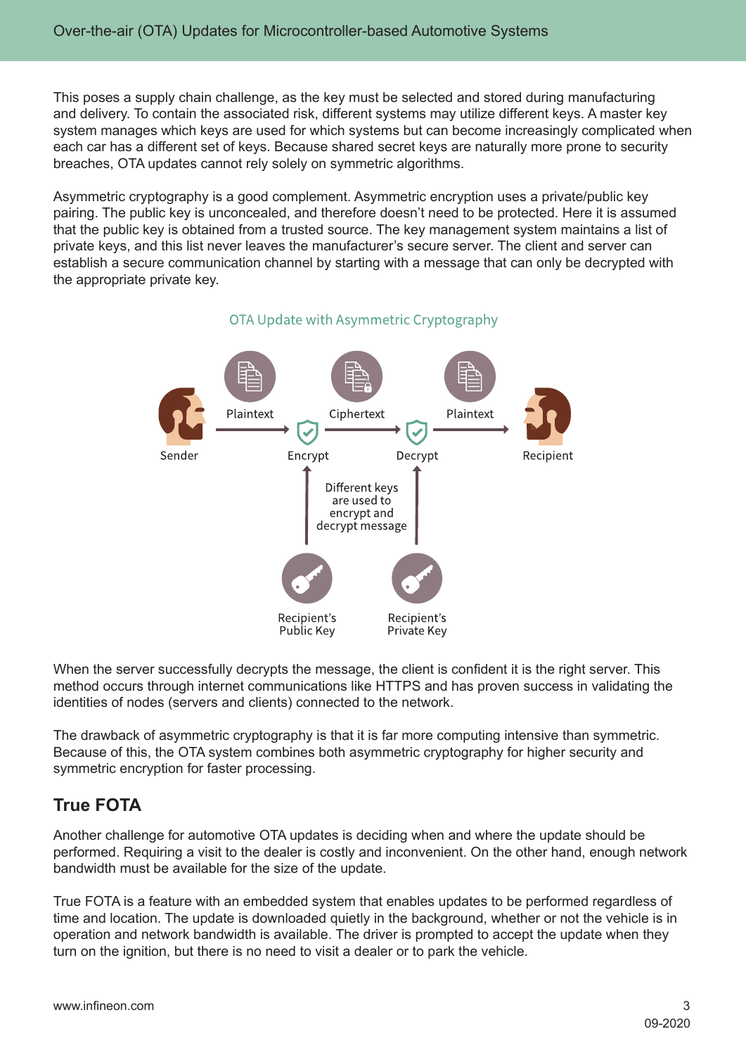This poses a supply chain challenge, as the key must be selected and stored during manufacturing and delivery. To contain the associated risk, different systems may utilize different keys. A master key system manages which keys are used for which systems but can become increasingly complicated when each car has a different set of keys. Because shared secret keys are naturally more prone to security breaches, OTA updates cannot rely solely on symmetric algorithms.

Asymmetric cryptography is a good complement. Asymmetric encryption uses a private/public key pairing. The public key is unconcealed, and therefore doesn't need to be protected. Here it is assumed that the public key is obtained from a trusted source. The key management system maintains a list of private keys, and this list never leaves the manufacturer's secure server. The client and server can establish a secure communication channel by starting with a message that can only be decrypted with the appropriate private key.

OTA Update with Asymmetric Cryptography

Sender → Plaintext → Encrypt → Ciphertext → Decrypt → Plaintext → Recipient

Different keys are used to encrypt and decrypt message

Recipient's Public Key → Encrypt

Recipient's Private Key → Decrypt

When the server successfully decrypts the message, the client is confident it is the right server. This method occurs through internet communications like HTTPS and has proven success in validating the identities of nodes (servers and clients) connected to the network.

The drawback of asymmetric cryptography is that it is far more computing intensive than symmetric. Because of this, the OTA system combines both asymmetric cryptography for higher security and symmetric encryption for faster processing.

## True FOTA

Another challenge for automotive OTA updates is deciding when and where the update should be performed. Requiring a visit to the dealer is costly and inconvenient. On the other hand, enough network bandwidth must be available for the size of the update.

True FOTA is a feature with an embedded system that enables updates to be performed regardless of time and location. The update is downloaded quietly in the background, whether or not the vehicle is in operation and network bandwidth is available. The driver is prompted to accept the update when they turn on the ignition, but there is no need to visit a dealer or to park the vehicle.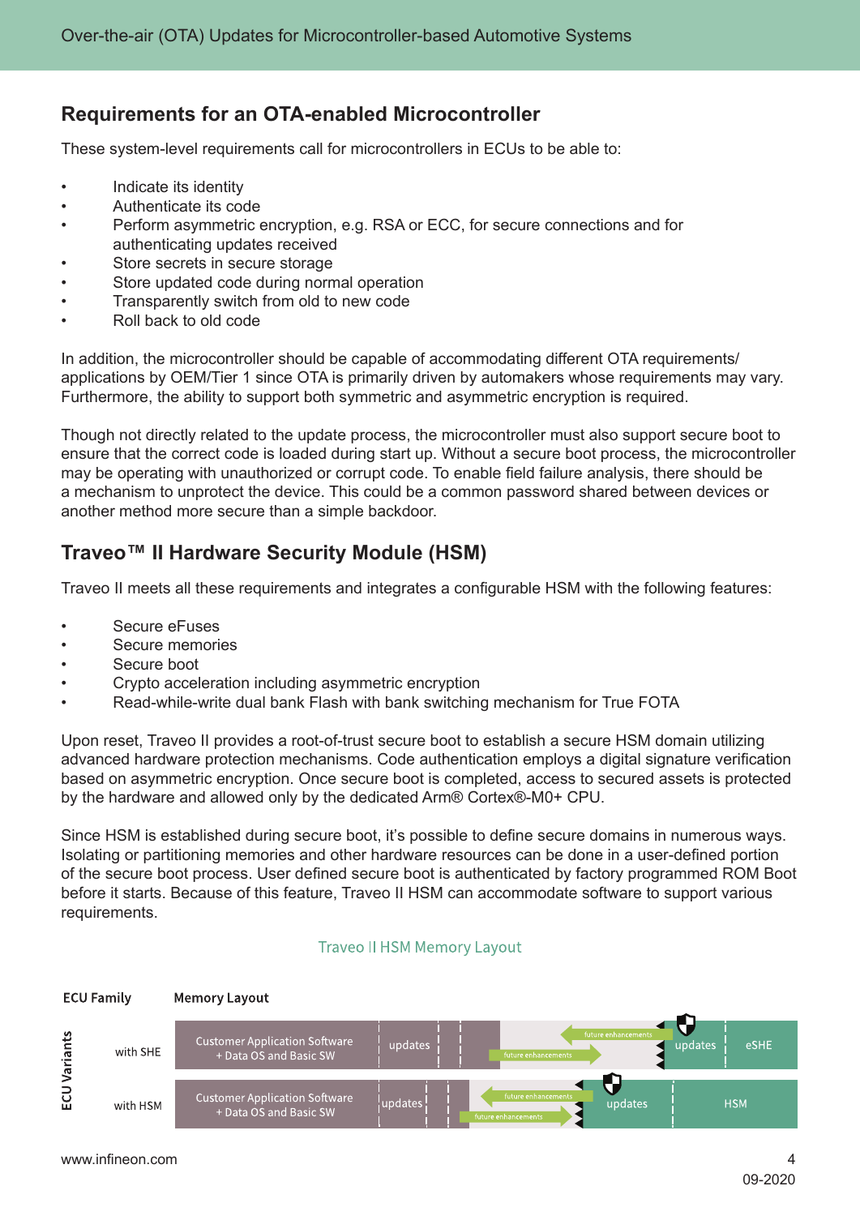## Requirements for an OTA-enabled Microcontroller

These system-level requirements call for microcontrollers in ECUs to be able to:

- Indicate its identity
- Authenticate its code
- Perform asymmetric encryption, e.g. RSA or ECC, for secure connections and for authenticating updates received
- Store secrets in secure storage
- Store updated code during normal operation
- Transparently switch from old to new code
- Roll back to old code

In addition, the microcontroller should be capable of accommodating different OTA requirements/ applications by OEM/Tier 1 since OTA is primarily driven by automakers whose requirements may vary. Furthermore, the ability to support both symmetric and asymmetric encryption is required.

Though not directly related to the update process, the microcontroller must also support secure boot to ensure that the correct code is loaded during start up. Without a secure boot process, the microcontroller may be operating with unauthorized or corrupt code. To enable field failure analysis, there should be a mechanism to unprotect the device. This could be a common password shared between devices or another method more secure than a simple backdoor.

## Traveo™ II Hardware Security Module (HSM)

Traveo II meets all these requirements and integrates a configurable HSM with the following features:

- Secure eFuses
- Secure memories
- Secure boot
- Crypto acceleration including asymmetric encryption
- Read-while-write dual bank Flash with bank switching mechanism for True FOTA

Upon reset, Traveo II provides a root-of-trust secure boot to establish a secure HSM domain utilizing advanced hardware protection mechanisms. Code authentication employs a digital signature verification based on asymmetric encryption. Once secure boot is completed, access to secured assets is protected by the hardware and allowed only by the dedicated Arm® Cortex®-M0+ CPU.

Since HSM is established during secure boot, it's possible to define secure domains in numerous ways. Isolating or partitioning memories and other hardware resources can be done in a user-defined portion of the secure boot process. User defined secure boot is authenticated by factory programmed ROM Boot before it starts. Because of this feature, Traveo II HSM can accommodate software to support various requirements.

Traveo II HSM Memory Layout

| ECU Variants (ECU Family) | Memory Layout | | | | |
|---|---|---|---|---|---|
| with SHE | Customer Application Software + Data OS and Basic SW | updates | future enhancements | updates | eSHE |
| with HSM | Customer Application Software + Data OS and Basic SW | updates | future enhancements | updates | HSM |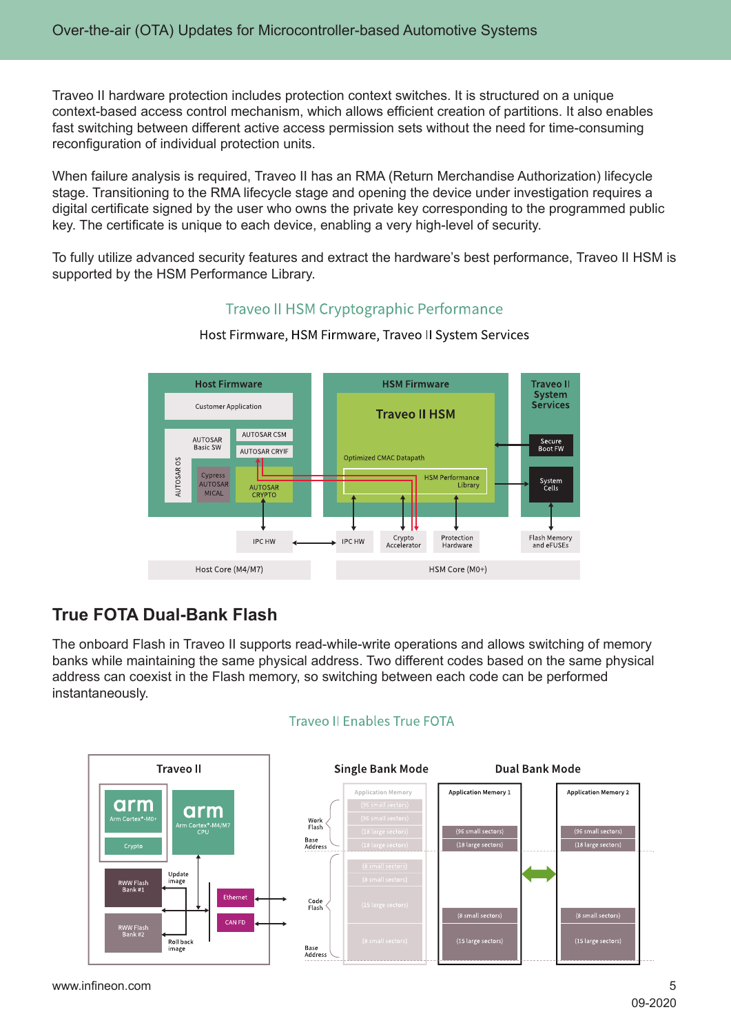Traveo II hardware protection includes protection context switches. It is structured on a unique context-based access control mechanism, which allows efficient creation of partitions. It also enables fast switching between different active access permission sets without the need for time-consuming reconfiguration of individual protection units.

When failure analysis is required, Traveo II has an RMA (Return Merchandise Authorization) lifecycle stage. Transitioning to the RMA lifecycle stage and opening the device under investigation requires a digital certificate signed by the user who owns the private key corresponding to the programmed public key. The certificate is unique to each device, enabling a very high-level of security.

To fully utilize advanced security features and extract the hardware's best performance, Traveo II HSM is supported by the HSM Performance Library.

Traveo II HSM Cryptographic Performance

Host Firmware, HSM Firmware, Traveo II System Services

Host Firmware

Customer Application

AUTOSAR Basic SW

AUTOSAR CSM

AUTOSAR CRYIF

AUTOSAR OS

Cypress AUTOSAR MICAL

AUTOSAR CRYPTO

HSM Firmware

Traveo II HSM

Optimized CMAC Datapath

HSM Performance Library

Traveo II System Services

Secure Boot FW

System Cells

IPC HW

IPC HW

Crypto Accelerator

Protection Hardware

Flash Memory and eFUSEs

Host Core (M4/M7)

HSM Core (M0+)

## True FOTA Dual-Bank Flash

The onboard Flash in Traveo II supports read-while-write operations and allows switching of memory banks while maintaining the same physical address. Two different codes based on the same physical address can coexist in the Flash memory, so switching between each code can be performed instantaneously.

Traveo II Enables True FOTA

Traveo II

arm Arm Cortex®-M0+

Crypto

arm Arm Cortex®-M4/M7 CPU

RWW Flash Bank #1

RWW Flash Bank #2

Update image

Roll back image

Ethernet

CAN FD

Single Bank Mode

Dual Bank Mode

Work Flash

Base Address

Code Flash

Base Address

Application Memory

(96 small sectors)

(96 small sectors)

(18 large sectors)

(18 large sectors)

(8 small sectors)

(8 small sectors)

(15 large sectors)

(8 small sectors)

Application Memory 1

(96 small sectors)

(18 large sectors)

(8 small sectors)

(15 large sectors)

Application Memory 2

(96 small sectors)

(18 large sectors)

(8 small sectors)

(15 large sectors)

www.infineon.com

09-2020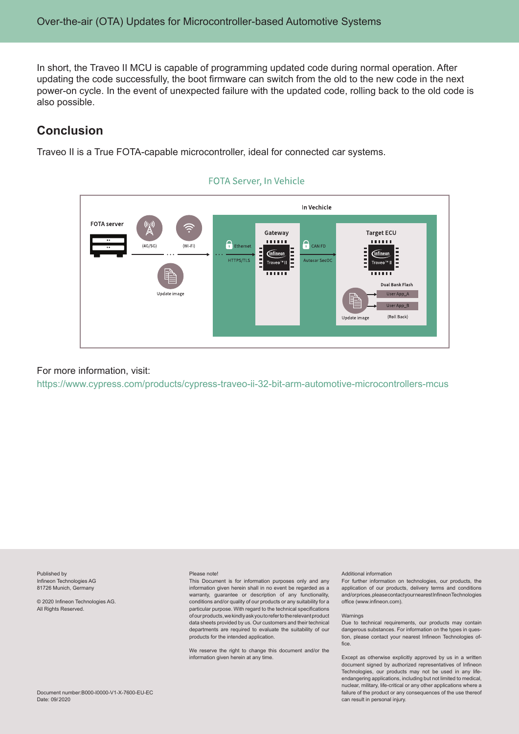In short, the Traveo II MCU is capable of programming updated code during normal operation. After updating the code successfully, the boot firmware can switch from the old to the new code in the next power-on cycle. In the event of unexpected failure with the updated code, rolling back to the old code is also possible.

## Conclusion

Traveo II is a True FOTA-capable microcontroller, ideal for connected car systems.

FOTA Server, In Vehicle

In Vechicle

FOTA server

(4G/5G)

(Wi-Fi)

Update image

Ethernet

HTTPS/TLS

Gateway

Traveo™ II

CAN FD

Autosar SecOC

Target ECU

Traveo™ II

Dual Bank Flash

User App_A

User App_B

Update image

(Roll Back)

For more information, visit:

https://www.cypress.com/products/cypress-traveo-ii-32-bit-arm-automotive-microcontrollers-mcus

Published by
Infineon Technologies AG
81726 Munich, Germany

© 2020 Infineon Technologies AG.
All Rights Reserved.

Document number:B000-I0000-V1-X-7600-EU-EC
Date: 09/2020

Please note!
This Document is for information purposes only and any information given herein shall in no event be regarded as a warranty, guarantee or description of any functionality, conditions and/or quality of our products or any suitability for a particular purpose. With regard to the technical specifications of our products, we kindly ask you to refer to the relevant product data sheets provided by us. Our customers and their technical departments are required to evaluate the suitability of our products for the intended application.

We reserve the right to change this document and/or the information given herein at any time.

Additional information
For further information on technologies, our products, the application of our products, delivery terms and conditions and/or prices, please contact your nearest Infineon Technologies office (www.infineon.com).

Warnings
Due to technical requirements, our products may contain dangerous substances. For information on the types in question, please contact your nearest Infineon Technologies office.

Except as otherwise explicitly approved by us in a written document signed by authorized representatives of Infineon Technologies, our products may not be used in any life-endangering applications, including but not limited to medical, nuclear, military, life-critical or any other applications where a failure of the product or any consequences of the use thereof can result in personal injury.